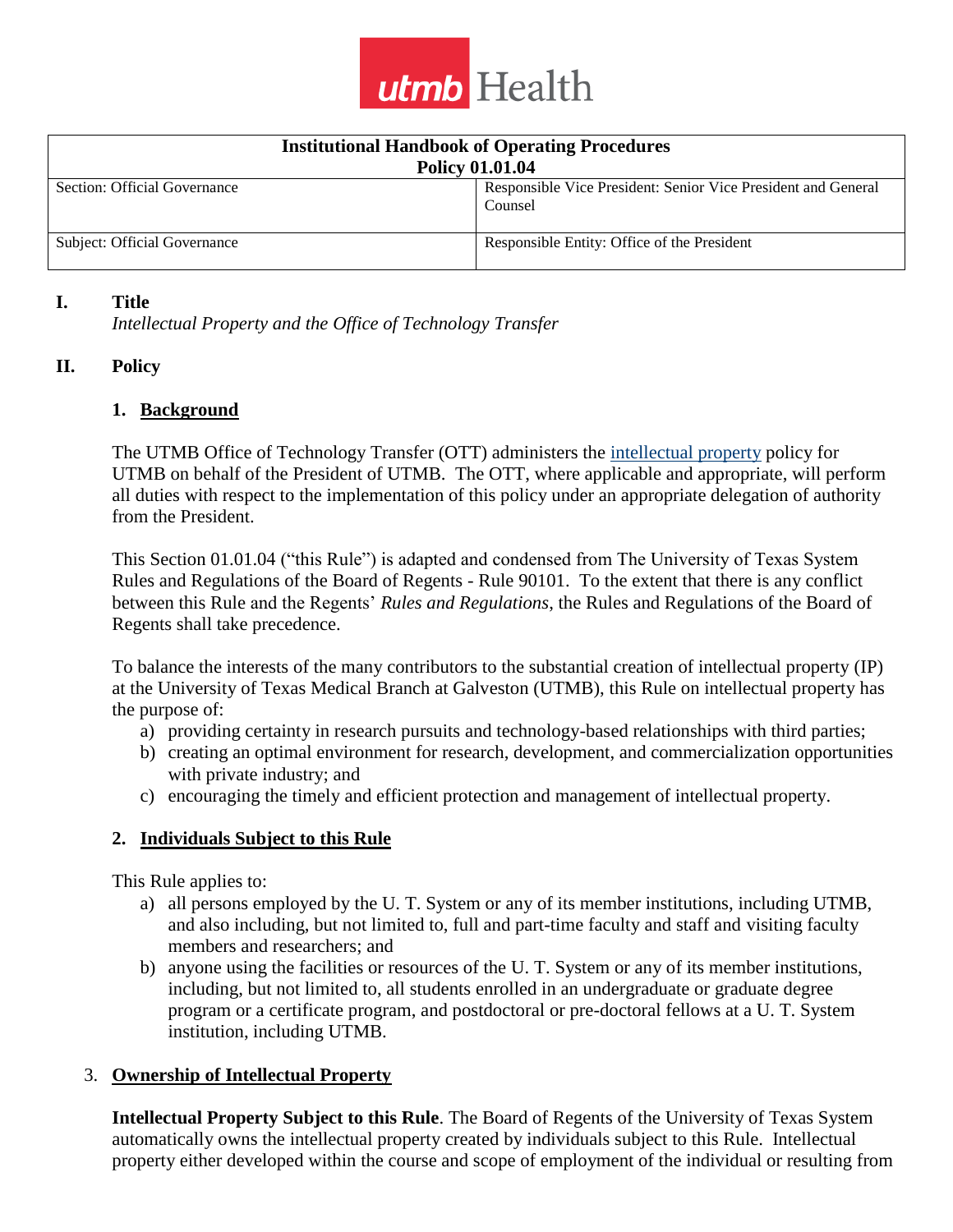| **Institutional Handbook of Operating Procedures Policy 01.01.04** | |
|---|---|
| Section: Official Governance | Responsible Vice President: Senior Vice President and General Counsel |
| Subject: Official Governance | Responsible Entity: Office of the President |

## I. Title

*Intellectual Property and the Office of Technology Transfer*

## II. Policy

### 1. Background

The UTMB Office of Technology Transfer (OTT) administers the intellectual property policy for UTMB on behalf of the President of UTMB. The OTT, where applicable and appropriate, will perform all duties with respect to the implementation of this policy under an appropriate delegation of authority from the President.

This Section 01.01.04 ("this Rule") is adapted and condensed from The University of Texas System Rules and Regulations of the Board of Regents - Rule 90101. To the extent that there is any conflict between this Rule and the Regents' *Rules and Regulations*, the Rules and Regulations of the Board of Regents shall take precedence.

To balance the interests of the many contributors to the substantial creation of intellectual property (IP) at the University of Texas Medical Branch at Galveston (UTMB), this Rule on intellectual property has the purpose of:

a) providing certainty in research pursuits and technology-based relationships with third parties;
b) creating an optimal environment for research, development, and commercialization opportunities with private industry; and
c) encouraging the timely and efficient protection and management of intellectual property.

### 2. Individuals Subject to this Rule

This Rule applies to:

a) all persons employed by the U. T. System or any of its member institutions, including UTMB, and also including, but not limited to, full and part-time faculty and staff and visiting faculty members and researchers; and
b) anyone using the facilities or resources of the U. T. System or any of its member institutions, including, but not limited to, all students enrolled in an undergraduate or graduate degree program or a certificate program, and postdoctoral or pre-doctoral fellows at a U. T. System institution, including UTMB.

### 3. Ownership of Intellectual Property

**Intellectual Property Subject to this Rule**. The Board of Regents of the University of Texas System automatically owns the intellectual property created by individuals subject to this Rule. Intellectual property either developed within the course and scope of employment of the individual or resulting from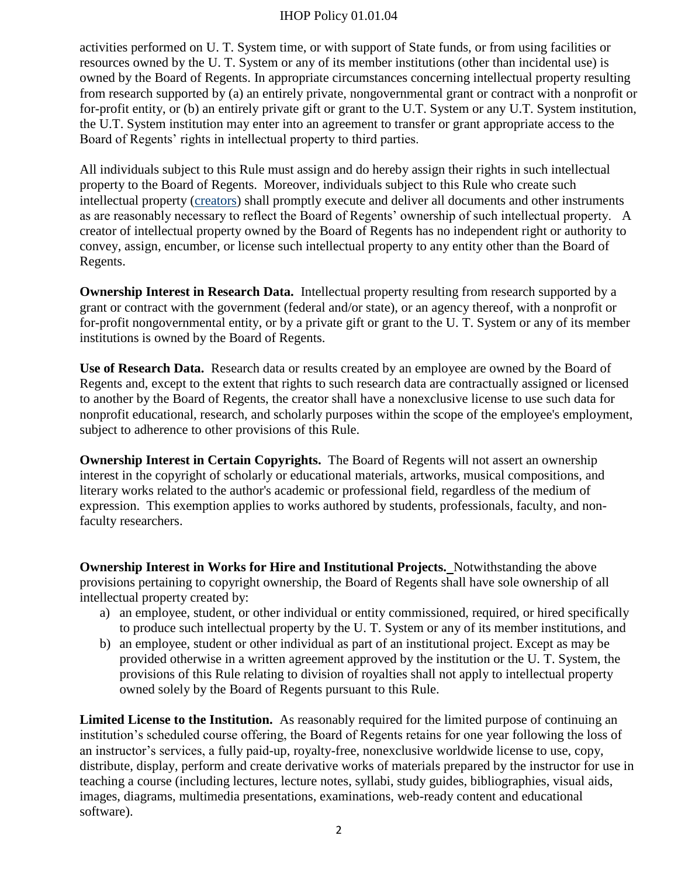activities performed on U. T. System time, or with support of State funds, or from using facilities or resources owned by the U. T. System or any of its member institutions (other than incidental use) is owned by the Board of Regents. In appropriate circumstances concerning intellectual property resulting from research supported by (a) an entirely private, nongovernmental grant or contract with a nonprofit or for-profit entity, or (b) an entirely private gift or grant to the U.T. System or any U.T. System institution, the U.T. System institution may enter into an agreement to transfer or grant appropriate access to the Board of Regents' rights in intellectual property to third parties.

All individuals subject to this Rule must assign and do hereby assign their rights in such intellectual property to the Board of Regents. Moreover, individuals subject to this Rule who create such intellectual property (creators) shall promptly execute and deliver all documents and other instruments as are reasonably necessary to reflect the Board of Regents' ownership of such intellectual property. A creator of intellectual property owned by the Board of Regents has no independent right or authority to convey, assign, encumber, or license such intellectual property to any entity other than the Board of Regents.

**Ownership Interest in Research Data.** Intellectual property resulting from research supported by a grant or contract with the government (federal and/or state), or an agency thereof, with a nonprofit or for-profit nongovernmental entity, or by a private gift or grant to the U. T. System or any of its member institutions is owned by the Board of Regents.

**Use of Research Data.** Research data or results created by an employee are owned by the Board of Regents and, except to the extent that rights to such research data are contractually assigned or licensed to another by the Board of Regents, the creator shall have a nonexclusive license to use such data for nonprofit educational, research, and scholarly purposes within the scope of the employee's employment, subject to adherence to other provisions of this Rule.

**Ownership Interest in Certain Copyrights.** The Board of Regents will not assert an ownership interest in the copyright of scholarly or educational materials, artworks, musical compositions, and literary works related to the author's academic or professional field, regardless of the medium of expression. This exemption applies to works authored by students, professionals, faculty, and non-faculty researchers.

**Ownership Interest in Works for Hire and Institutional Projects.** Notwithstanding the above provisions pertaining to copyright ownership, the Board of Regents shall have sole ownership of all intellectual property created by:

a) an employee, student, or other individual or entity commissioned, required, or hired specifically to produce such intellectual property by the U. T. System or any of its member institutions, and
b) an employee, student or other individual as part of an institutional project. Except as may be provided otherwise in a written agreement approved by the institution or the U. T. System, the provisions of this Rule relating to division of royalties shall not apply to intellectual property owned solely by the Board of Regents pursuant to this Rule.

**Limited License to the Institution.** As reasonably required for the limited purpose of continuing an institution's scheduled course offering, the Board of Regents retains for one year following the loss of an instructor's services, a fully paid-up, royalty-free, nonexclusive worldwide license to use, copy, distribute, display, perform and create derivative works of materials prepared by the instructor for use in teaching a course (including lectures, lecture notes, syllabi, study guides, bibliographies, visual aids, images, diagrams, multimedia presentations, examinations, web-ready content and educational software).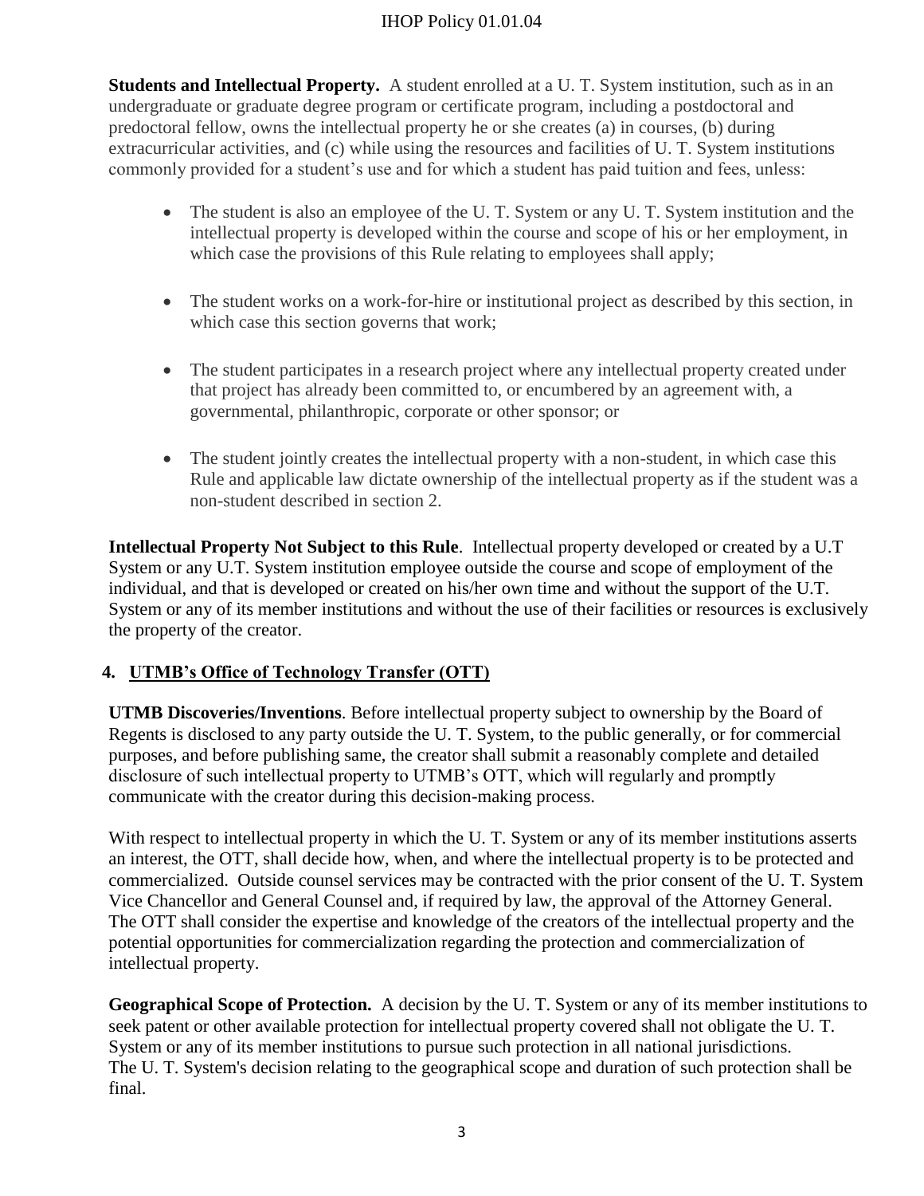**Students and Intellectual Property.** A student enrolled at a U. T. System institution, such as in an undergraduate or graduate degree program or certificate program, including a postdoctoral and predoctoral fellow, owns the intellectual property he or she creates (a) in courses, (b) during extracurricular activities, and (c) while using the resources and facilities of U. T. System institutions commonly provided for a student's use and for which a student has paid tuition and fees, unless:

- The student is also an employee of the U. T. System or any U. T. System institution and the intellectual property is developed within the course and scope of his or her employment, in which case the provisions of this Rule relating to employees shall apply;
- The student works on a work-for-hire or institutional project as described by this section, in which case this section governs that work;
- The student participates in a research project where any intellectual property created under that project has already been committed to, or encumbered by an agreement with, a governmental, philanthropic, corporate or other sponsor; or
- The student jointly creates the intellectual property with a non-student, in which case this Rule and applicable law dictate ownership of the intellectual property as if the student was a non-student described in section 2.

**Intellectual Property Not Subject to this Rule**. Intellectual property developed or created by a U.T System or any U.T. System institution employee outside the course and scope of employment of the individual, and that is developed or created on his/her own time and without the support of the U.T. System or any of its member institutions and without the use of their facilities or resources is exclusively the property of the creator.

## 4. UTMB's Office of Technology Transfer (OTT)

**UTMB Discoveries/Inventions**. Before intellectual property subject to ownership by the Board of Regents is disclosed to any party outside the U. T. System, to the public generally, or for commercial purposes, and before publishing same, the creator shall submit a reasonably complete and detailed disclosure of such intellectual property to UTMB's OTT, which will regularly and promptly communicate with the creator during this decision-making process.

With respect to intellectual property in which the U. T. System or any of its member institutions asserts an interest, the OTT, shall decide how, when, and where the intellectual property is to be protected and commercialized. Outside counsel services may be contracted with the prior consent of the U. T. System Vice Chancellor and General Counsel and, if required by law, the approval of the Attorney General. The OTT shall consider the expertise and knowledge of the creators of the intellectual property and the potential opportunities for commercialization regarding the protection and commercialization of intellectual property.

**Geographical Scope of Protection.** A decision by the U. T. System or any of its member institutions to seek patent or other available protection for intellectual property covered shall not obligate the U. T. System or any of its member institutions to pursue such protection in all national jurisdictions. The U. T. System's decision relating to the geographical scope and duration of such protection shall be final.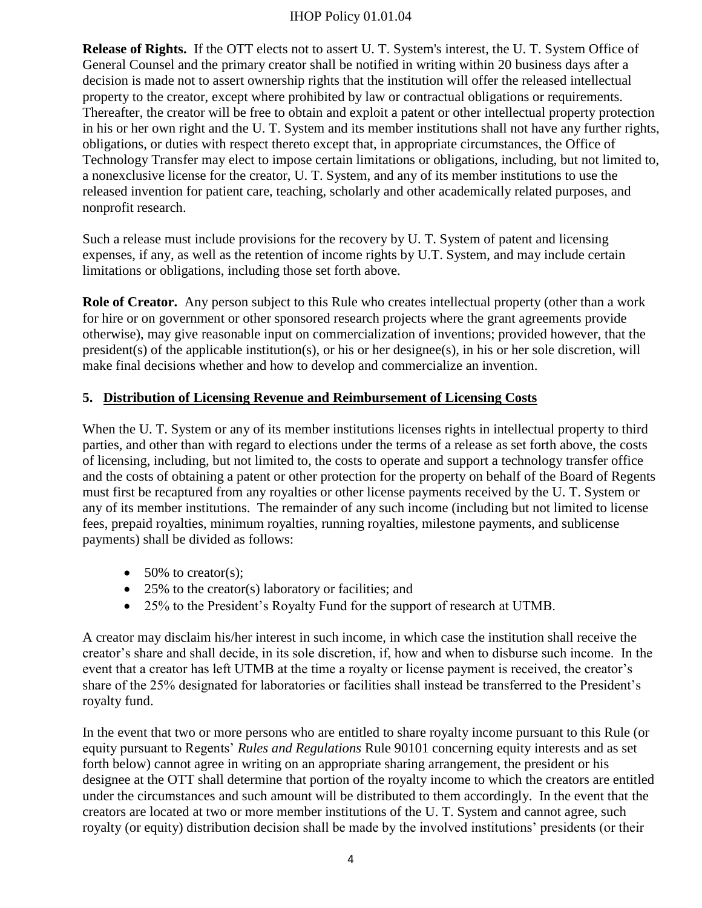**Release of Rights.** If the OTT elects not to assert U. T. System's interest, the U. T. System Office of General Counsel and the primary creator shall be notified in writing within 20 business days after a decision is made not to assert ownership rights that the institution will offer the released intellectual property to the creator, except where prohibited by law or contractual obligations or requirements. Thereafter, the creator will be free to obtain and exploit a patent or other intellectual property protection in his or her own right and the U. T. System and its member institutions shall not have any further rights, obligations, or duties with respect thereto except that, in appropriate circumstances, the Office of Technology Transfer may elect to impose certain limitations or obligations, including, but not limited to, a nonexclusive license for the creator, U. T. System, and any of its member institutions to use the released invention for patient care, teaching, scholarly and other academically related purposes, and nonprofit research.

Such a release must include provisions for the recovery by U. T. System of patent and licensing expenses, if any, as well as the retention of income rights by U.T. System, and may include certain limitations or obligations, including those set forth above.

**Role of Creator.** Any person subject to this Rule who creates intellectual property (other than a work for hire or on government or other sponsored research projects where the grant agreements provide otherwise), may give reasonable input on commercialization of inventions; provided however, that the president(s) of the applicable institution(s), or his or her designee(s), in his or her sole discretion, will make final decisions whether and how to develop and commercialize an invention.

## 5. Distribution of Licensing Revenue and Reimbursement of Licensing Costs

When the U. T. System or any of its member institutions licenses rights in intellectual property to third parties, and other than with regard to elections under the terms of a release as set forth above, the costs of licensing, including, but not limited to, the costs to operate and support a technology transfer office and the costs of obtaining a patent or other protection for the property on behalf of the Board of Regents must first be recaptured from any royalties or other license payments received by the U. T. System or any of its member institutions. The remainder of any such income (including but not limited to license fees, prepaid royalties, minimum royalties, running royalties, milestone payments, and sublicense payments) shall be divided as follows:

- 50% to creator(s);
- 25% to the creator(s) laboratory or facilities; and
- 25% to the President's Royalty Fund for the support of research at UTMB.

A creator may disclaim his/her interest in such income, in which case the institution shall receive the creator's share and shall decide, in its sole discretion, if, how and when to disburse such income. In the event that a creator has left UTMB at the time a royalty or license payment is received, the creator's share of the 25% designated for laboratories or facilities shall instead be transferred to the President's royalty fund.

In the event that two or more persons who are entitled to share royalty income pursuant to this Rule (or equity pursuant to Regents' *Rules and Regulations* Rule 90101 concerning equity interests and as set forth below) cannot agree in writing on an appropriate sharing arrangement, the president or his designee at the OTT shall determine that portion of the royalty income to which the creators are entitled under the circumstances and such amount will be distributed to them accordingly. In the event that the creators are located at two or more member institutions of the U. T. System and cannot agree, such royalty (or equity) distribution decision shall be made by the involved institutions' presidents (or their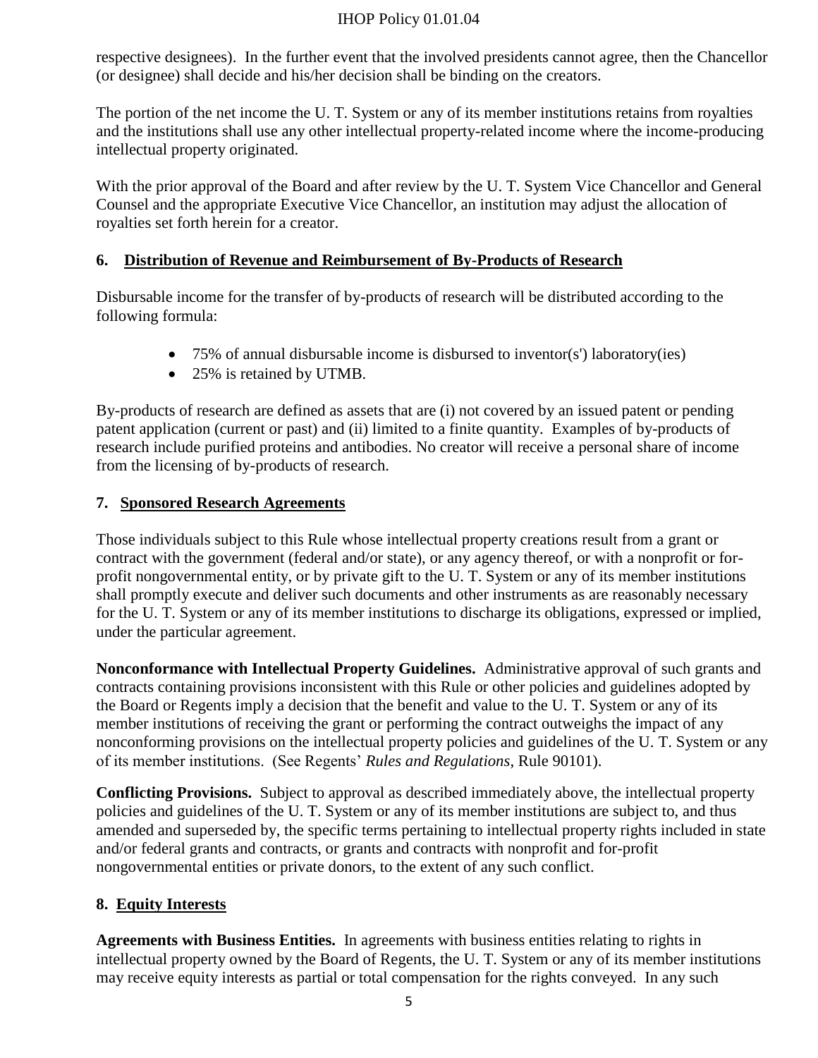respective designees). In the further event that the involved presidents cannot agree, then the Chancellor (or designee) shall decide and his/her decision shall be binding on the creators.

The portion of the net income the U. T. System or any of its member institutions retains from royalties and the institutions shall use any other intellectual property-related income where the income-producing intellectual property originated.

With the prior approval of the Board and after review by the U. T. System Vice Chancellor and General Counsel and the appropriate Executive Vice Chancellor, an institution may adjust the allocation of royalties set forth herein for a creator.

## 6. Distribution of Revenue and Reimbursement of By-Products of Research

Disbursable income for the transfer of by-products of research will be distributed according to the following formula:

- 75% of annual disbursable income is disbursed to inventor(s') laboratory(ies)
- 25% is retained by UTMB.

By-products of research are defined as assets that are (i) not covered by an issued patent or pending patent application (current or past) and (ii) limited to a finite quantity. Examples of by-products of research include purified proteins and antibodies. No creator will receive a personal share of income from the licensing of by-products of research.

## 7. Sponsored Research Agreements

Those individuals subject to this Rule whose intellectual property creations result from a grant or contract with the government (federal and/or state), or any agency thereof, or with a nonprofit or for-profit nongovernmental entity, or by private gift to the U. T. System or any of its member institutions shall promptly execute and deliver such documents and other instruments as are reasonably necessary for the U. T. System or any of its member institutions to discharge its obligations, expressed or implied, under the particular agreement.

**Nonconformance with Intellectual Property Guidelines.** Administrative approval of such grants and contracts containing provisions inconsistent with this Rule or other policies and guidelines adopted by the Board or Regents imply a decision that the benefit and value to the U. T. System or any of its member institutions of receiving the grant or performing the contract outweighs the impact of any nonconforming provisions on the intellectual property policies and guidelines of the U. T. System or any of its member institutions. (See Regents' *Rules and Regulations*, Rule 90101).

**Conflicting Provisions.** Subject to approval as described immediately above, the intellectual property policies and guidelines of the U. T. System or any of its member institutions are subject to, and thus amended and superseded by, the specific terms pertaining to intellectual property rights included in state and/or federal grants and contracts, or grants and contracts with nonprofit and for-profit nongovernmental entities or private donors, to the extent of any such conflict.

## 8. Equity Interests

**Agreements with Business Entities.** In agreements with business entities relating to rights in intellectual property owned by the Board of Regents, the U. T. System or any of its member institutions may receive equity interests as partial or total compensation for the rights conveyed. In any such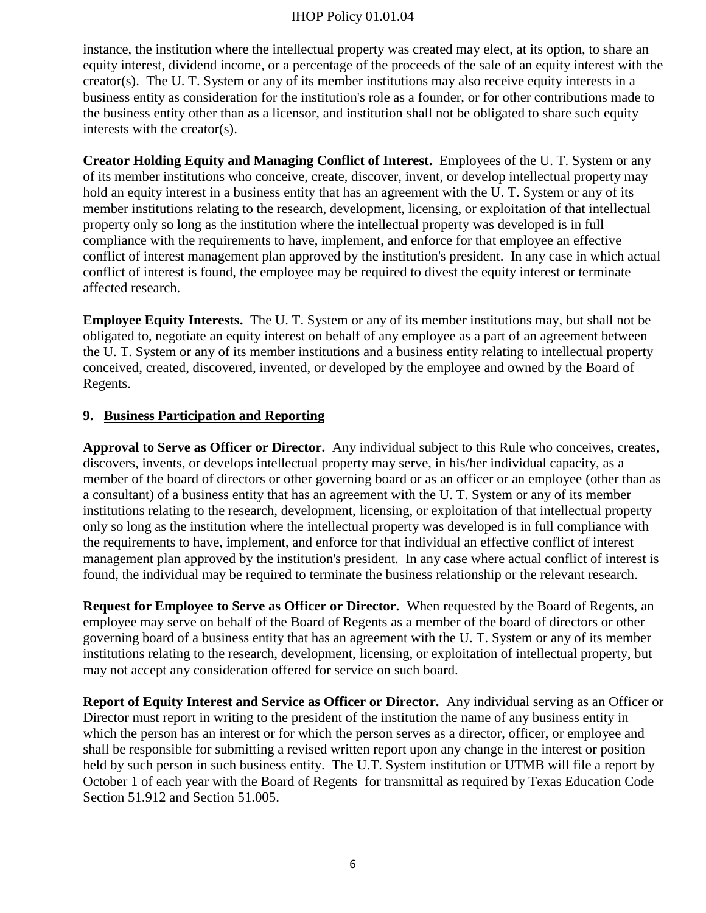instance, the institution where the intellectual property was created may elect, at its option, to share an equity interest, dividend income, or a percentage of the proceeds of the sale of an equity interest with the creator(s). The U. T. System or any of its member institutions may also receive equity interests in a business entity as consideration for the institution's role as a founder, or for other contributions made to the business entity other than as a licensor, and institution shall not be obligated to share such equity interests with the creator(s).

**Creator Holding Equity and Managing Conflict of Interest.** Employees of the U. T. System or any of its member institutions who conceive, create, discover, invent, or develop intellectual property may hold an equity interest in a business entity that has an agreement with the U. T. System or any of its member institutions relating to the research, development, licensing, or exploitation of that intellectual property only so long as the institution where the intellectual property was developed is in full compliance with the requirements to have, implement, and enforce for that employee an effective conflict of interest management plan approved by the institution's president. In any case in which actual conflict of interest is found, the employee may be required to divest the equity interest or terminate affected research.

**Employee Equity Interests.** The U. T. System or any of its member institutions may, but shall not be obligated to, negotiate an equity interest on behalf of any employee as a part of an agreement between the U. T. System or any of its member institutions and a business entity relating to intellectual property conceived, created, discovered, invented, or developed by the employee and owned by the Board of Regents.

## 9. Business Participation and Reporting

**Approval to Serve as Officer or Director.** Any individual subject to this Rule who conceives, creates, discovers, invents, or develops intellectual property may serve, in his/her individual capacity, as a member of the board of directors or other governing board or as an officer or an employee (other than as a consultant) of a business entity that has an agreement with the U. T. System or any of its member institutions relating to the research, development, licensing, or exploitation of that intellectual property only so long as the institution where the intellectual property was developed is in full compliance with the requirements to have, implement, and enforce for that individual an effective conflict of interest management plan approved by the institution's president. In any case where actual conflict of interest is found, the individual may be required to terminate the business relationship or the relevant research.

**Request for Employee to Serve as Officer or Director.** When requested by the Board of Regents, an employee may serve on behalf of the Board of Regents as a member of the board of directors or other governing board of a business entity that has an agreement with the U. T. System or any of its member institutions relating to the research, development, licensing, or exploitation of intellectual property, but may not accept any consideration offered for service on such board.

**Report of Equity Interest and Service as Officer or Director.** Any individual serving as an Officer or Director must report in writing to the president of the institution the name of any business entity in which the person has an interest or for which the person serves as a director, officer, or employee and shall be responsible for submitting a revised written report upon any change in the interest or position held by such person in such business entity. The U.T. System institution or UTMB will file a report by October 1 of each year with the Board of Regents for transmittal as required by Texas Education Code Section 51.912 and Section 51.005.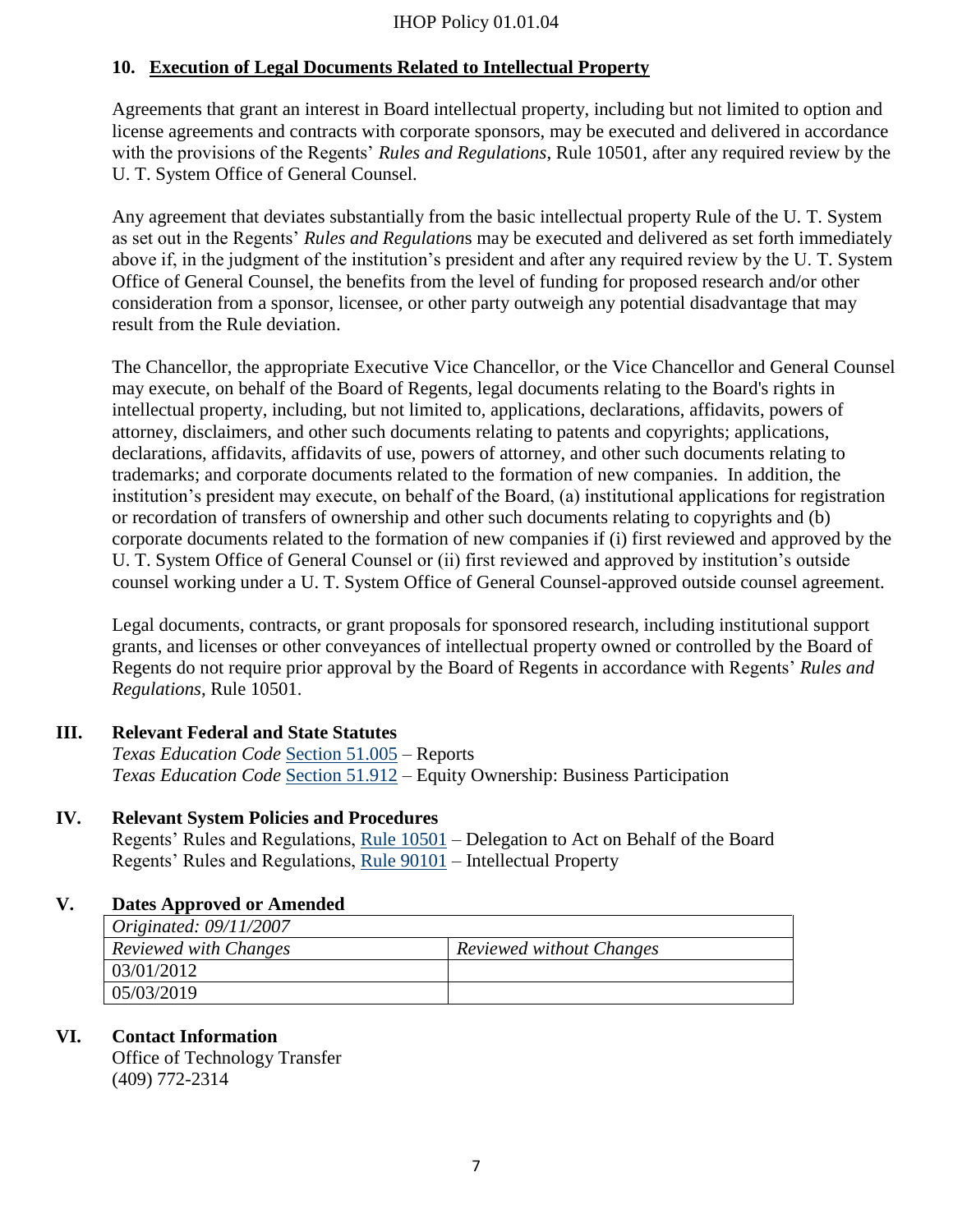### 10. Execution of Legal Documents Related to Intellectual Property

Agreements that grant an interest in Board intellectual property, including but not limited to option and license agreements and contracts with corporate sponsors, may be executed and delivered in accordance with the provisions of the Regents' *Rules and Regulations*, Rule 10501, after any required review by the U. T. System Office of General Counsel.

Any agreement that deviates substantially from the basic intellectual property Rule of the U. T. System as set out in the Regents' *Rules and Regulation*s may be executed and delivered as set forth immediately above if, in the judgment of the institution's president and after any required review by the U. T. System Office of General Counsel, the benefits from the level of funding for proposed research and/or other consideration from a sponsor, licensee, or other party outweigh any potential disadvantage that may result from the Rule deviation.

The Chancellor, the appropriate Executive Vice Chancellor, or the Vice Chancellor and General Counsel may execute, on behalf of the Board of Regents, legal documents relating to the Board's rights in intellectual property, including, but not limited to, applications, declarations, affidavits, powers of attorney, disclaimers, and other such documents relating to patents and copyrights; applications, declarations, affidavits, affidavits of use, powers of attorney, and other such documents relating to trademarks; and corporate documents related to the formation of new companies. In addition, the institution's president may execute, on behalf of the Board, (a) institutional applications for registration or recordation of transfers of ownership and other such documents relating to copyrights and (b) corporate documents related to the formation of new companies if (i) first reviewed and approved by the U. T. System Office of General Counsel or (ii) first reviewed and approved by institution's outside counsel working under a U. T. System Office of General Counsel-approved outside counsel agreement.

Legal documents, contracts, or grant proposals for sponsored research, including institutional support grants, and licenses or other conveyances of intellectual property owned or controlled by the Board of Regents do not require prior approval by the Board of Regents in accordance with Regents' *Rules and Regulations*, Rule 10501.

## III. Relevant Federal and State Statutes

*Texas Education Code* Section 51.005 – Reports
*Texas Education Code* Section 51.912 – Equity Ownership: Business Participation

## IV. Relevant System Policies and Procedures

Regents' Rules and Regulations, Rule 10501 – Delegation to Act on Behalf of the Board
Regents' Rules and Regulations, Rule 90101 – Intellectual Property

## V. Dates Approved or Amended

| *Originated: 09/11/2007* | |
|---|---|
| *Reviewed with Changes* | *Reviewed without Changes* |
| 03/01/2012 | |
| 05/03/2019 | |

## VI. Contact Information

Office of Technology Transfer
(409) 772-2314